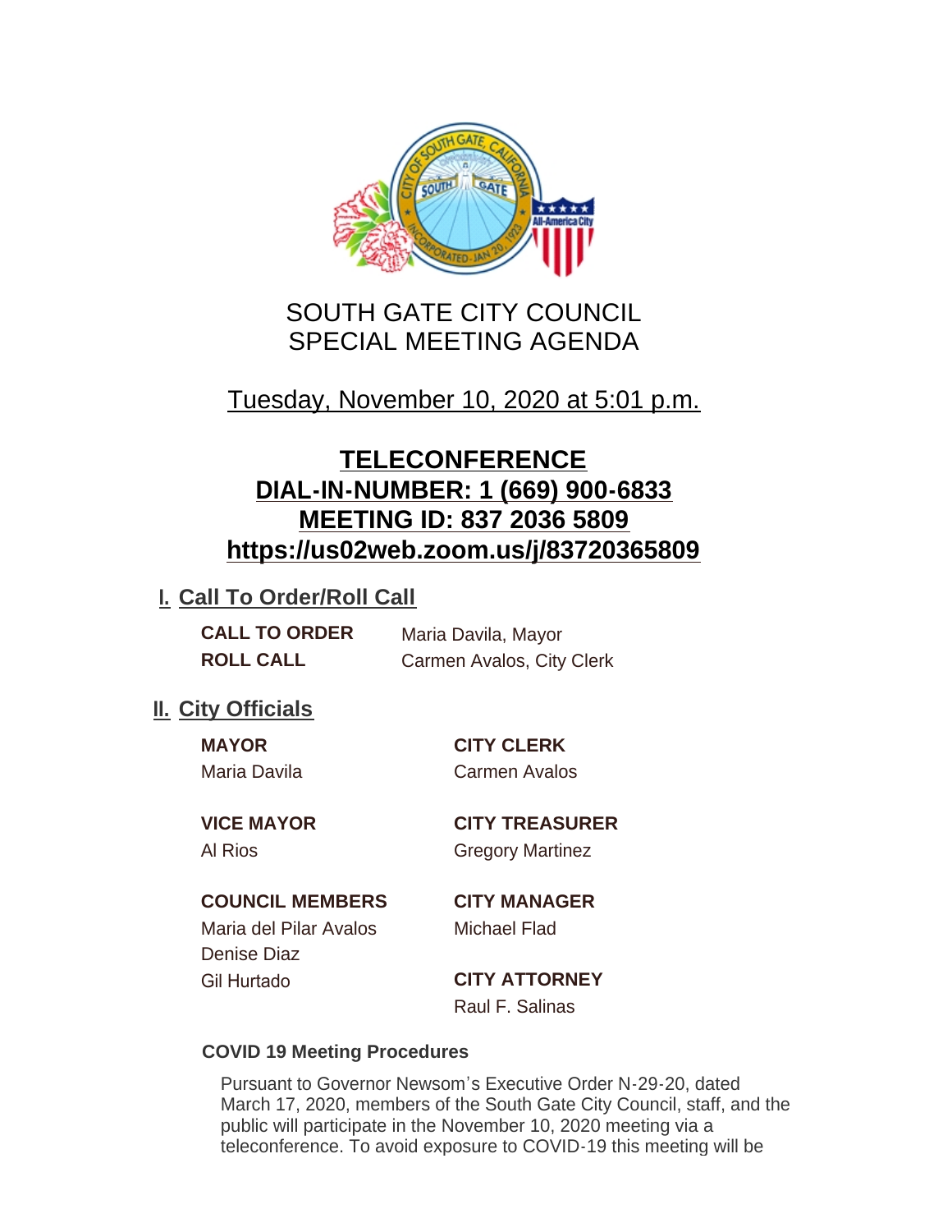# SOUTH GATE CITY COUNCIL
# SPECIAL MEETING AGENDA

Tuesday, November 10, 2020 at 5:01 p.m.

**TELECONFERENCE**
**DIAL-IN-NUMBER: 1 (669) 900-6833**
**MEETING ID: 837 2036 5809**
**https://us02web.zoom.us/j/83720365809**

## I. Call To Order/Roll Call

**CALL TO ORDER** Maria Davila, Mayor
**ROLL CALL** Carmen Avalos, City Clerk

## II. City Officials

**MAYOR**
Maria Davila

**CITY CLERK**
Carmen Avalos

**VICE MAYOR**
Al Rios

**CITY TREASURER**
Gregory Martinez

**COUNCIL MEMBERS**
Maria del Pilar Avalos
Denise Diaz
Gil Hurtado

**CITY MANAGER**
Michael Flad

**CITY ATTORNEY**
Raul F. Salinas

**COVID 19 Meeting Procedures**

Pursuant to Governor Newsom's Executive Order N-29-20, dated March 17, 2020, members of the South Gate City Council, staff, and the public will participate in the November 10, 2020 meeting via a teleconference. To avoid exposure to COVID-19 this meeting will be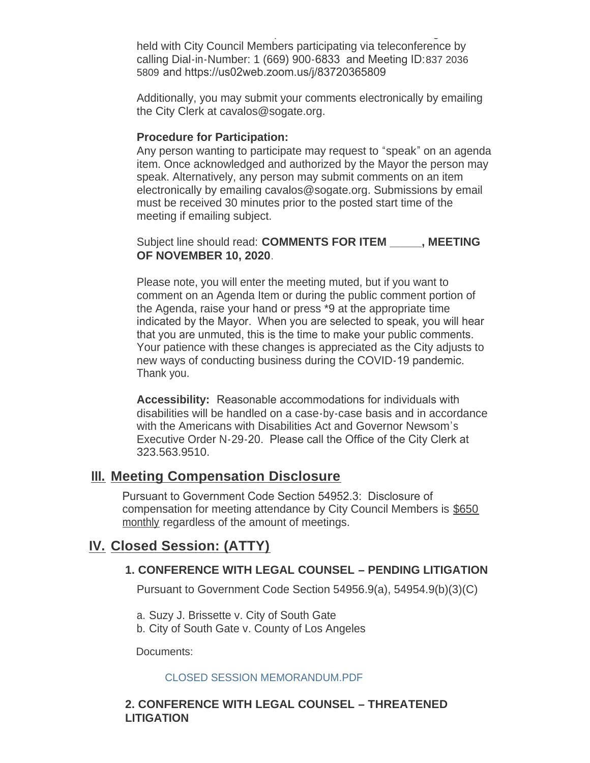held with City Council Members participating via teleconference by calling Dial-in-Number: 1 (669) 900-6833 and Meeting ID: 837 2036 5809 and https://us02web.zoom.us/j/83720365809

Additionally, you may submit your comments electronically by emailing the City Clerk at cavalos@sogate.org.

**Procedure for Participation:**
Any person wanting to participate may request to "speak" on an agenda item. Once acknowledged and authorized by the Mayor the person may speak. Alternatively, any person may submit comments on an item electronically by emailing cavalos@sogate.org. Submissions by email must be received 30 minutes prior to the posted start time of the meeting if emailing subject.

Subject line should read: **COMMENTS FOR ITEM _____, MEETING OF NOVEMBER 10, 2020**.

Please note, you will enter the meeting muted, but if you want to comment on an Agenda Item or during the public comment portion of the Agenda, raise your hand or press *9 at the appropriate time indicated by the Mayor. When you are selected to speak, you will hear that you are unmuted, this is the time to make your public comments. Your patience with these changes is appreciated as the City adjusts to new ways of conducting business during the COVID-19 pandemic. Thank you.

**Accessibility:** Reasonable accommodations for individuals with disabilities will be handled on a case-by-case basis and in accordance with the Americans with Disabilities Act and Governor Newsom's Executive Order N-29-20. Please call the Office of the City Clerk at 323.563.9510.

## III. Meeting Compensation Disclosure

Pursuant to Government Code Section 54952.3: Disclosure of compensation for meeting attendance by City Council Members is $650 monthly regardless of the amount of meetings.

## IV. Closed Session: (ATTY)

### 1. CONFERENCE WITH LEGAL COUNSEL – PENDING LITIGATION

Pursuant to Government Code Section 54956.9(a), 54954.9(b)(3)(C)

a. Suzy J. Brissette v. City of South Gate
b. City of South Gate v. County of Los Angeles

Documents:

CLOSED SESSION MEMORANDUM.PDF

### 2. CONFERENCE WITH LEGAL COUNSEL – THREATENED LITIGATION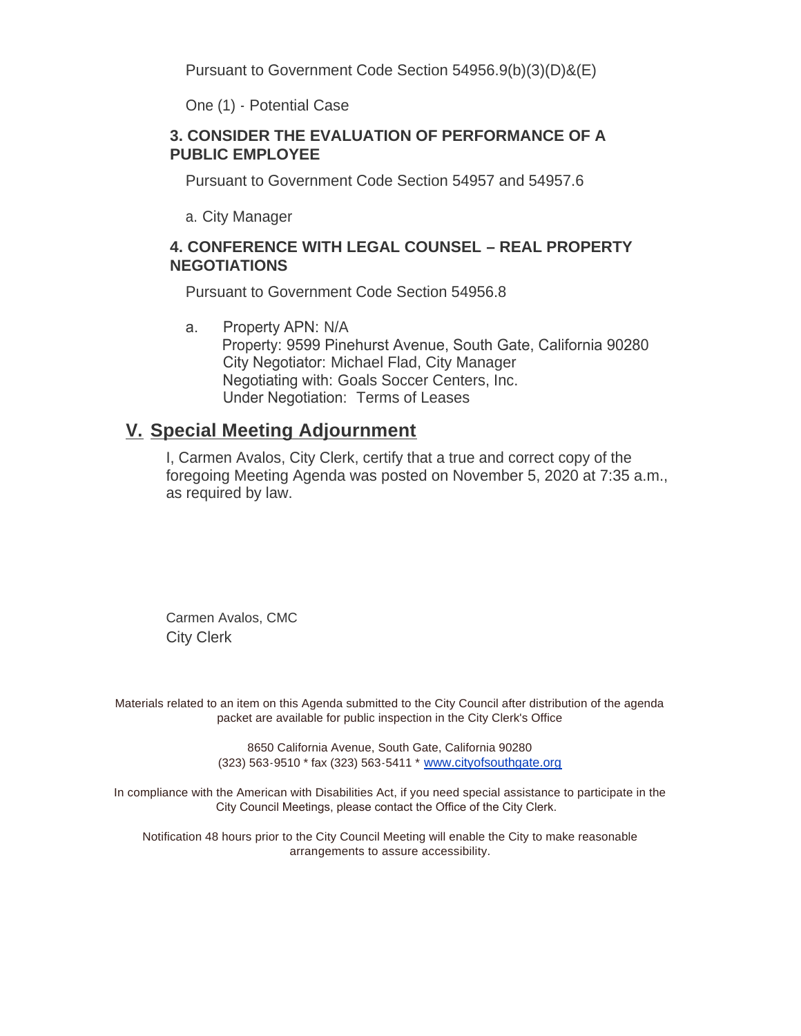Pursuant to Government Code Section 54956.9(b)(3)(D)&(E)

One (1) - Potential Case

### 3. CONSIDER THE EVALUATION OF PERFORMANCE OF A PUBLIC EMPLOYEE

Pursuant to Government Code Section 54957 and 54957.6

a. City Manager

### 4. CONFERENCE WITH LEGAL COUNSEL – REAL PROPERTY NEGOTIATIONS

Pursuant to Government Code Section 54956.8

a. Property APN: N/A
   Property: 9599 Pinehurst Avenue, South Gate, California 90280
   City Negotiator: Michael Flad, City Manager
   Negotiating with: Goals Soccer Centers, Inc.
   Under Negotiation: Terms of Leases

## V. Special Meeting Adjournment

I, Carmen Avalos, City Clerk, certify that a true and correct copy of the foregoing Meeting Agenda was posted on November 5, 2020 at 7:35 a.m., as required by law.

Carmen Avalos, CMC
City Clerk

Materials related to an item on this Agenda submitted to the City Council after distribution of the agenda packet are available for public inspection in the City Clerk's Office

8650 California Avenue, South Gate, California 90280
(323) 563-9510 * fax (323) 563-5411 * www.cityofsouthgate.org

In compliance with the American with Disabilities Act, if you need special assistance to participate in the City Council Meetings, please contact the Office of the City Clerk.

Notification 48 hours prior to the City Council Meeting will enable the City to make reasonable arrangements to assure accessibility.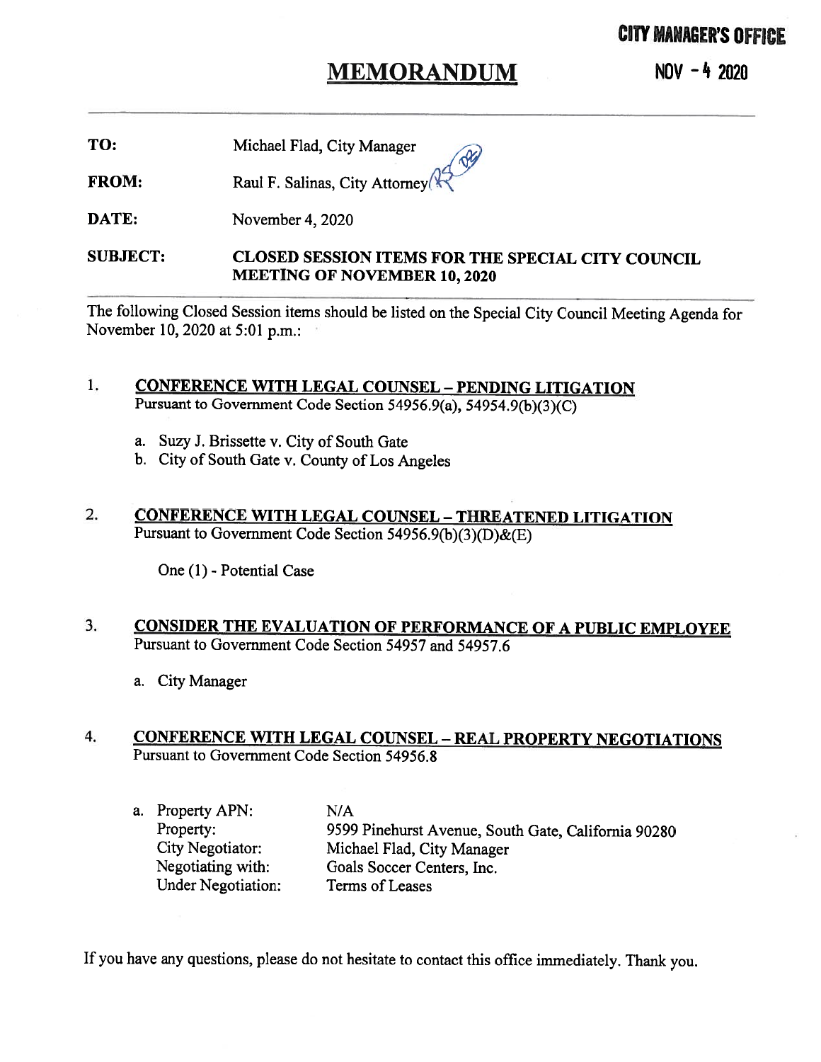**CITY MANAGER'S OFFICE**

**NOV - 4 2020**

# MEMORANDUM

**TO:** Michael Flad, City Manager

**FROM:** Raul F. Salinas, City Attorney

**DATE:** November 4, 2020

**SUBJECT:** **CLOSED SESSION ITEMS FOR THE SPECIAL CITY COUNCIL MEETING OF NOVEMBER 10, 2020**

The following Closed Session items should be listed on the Special City Council Meeting Agenda for November 10, 2020 at 5:01 p.m.:

1. **CONFERENCE WITH LEGAL COUNSEL – PENDING LITIGATION**
   Pursuant to Government Code Section 54956.9(a), 54954.9(b)(3)(C)

   a. Suzy J. Brissette v. City of South Gate
   b. City of South Gate v. County of Los Angeles

2. **CONFERENCE WITH LEGAL COUNSEL – THREATENED LITIGATION**
   Pursuant to Government Code Section 54956.9(b)(3)(D)&(E)

   One (1) - Potential Case

3. **CONSIDER THE EVALUATION OF PERFORMANCE OF A PUBLIC EMPLOYEE**
   Pursuant to Government Code Section 54957 and 54957.6

   a. City Manager

4. **CONFERENCE WITH LEGAL COUNSEL – REAL PROPERTY NEGOTIATIONS**
   Pursuant to Government Code Section 54956.8

   a. Property APN: N/A
      Property: 9599 Pinehurst Avenue, South Gate, California 90280
      City Negotiator: Michael Flad, City Manager
      Negotiating with: Goals Soccer Centers, Inc.
      Under Negotiation: Terms of Leases

If you have any questions, please do not hesitate to contact this office immediately. Thank you.